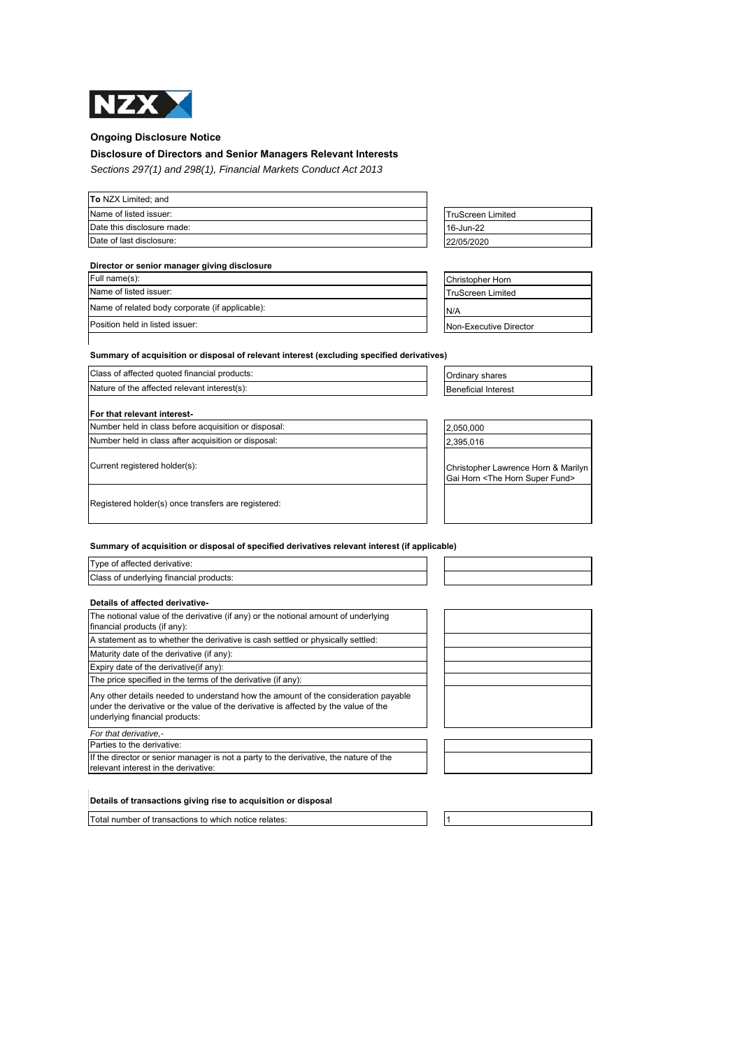NZX

## Ongoing Disclosure Notice

### Disclosure of Directors and Senior Managers Relevant Interests

*Sections 297(1) and 298(1), Financial Markets Conduct Act 2013*

| | |
|---|---|
| **To** NZX Limited; and | |
| Name of listed issuer: | TruScreen Limited |
| Date this disclosure made: | 16-Jun-22 |
| Date of last disclosure: | 22/05/2020 |

**Director or senior manager giving disclosure**

| | |
|---|---|
| Full name(s): | Christopher Horn |
| Name of listed issuer: | TruScreen Limited |
| Name of related body corporate (if applicable): | N/A |
| Position held in listed issuer: | Non-Executive Director |

**Summary of acquisition or disposal of relevant interest (excluding specified derivatives)**

| | |
|---|---|
| Class of affected quoted financial products: | Ordinary shares |
| Nature of the affected relevant interest(s): | Beneficial Interest |

**For that relevant interest-**

| | |
|---|---|
| Number held in class before acquisition or disposal: | 2,050,000 |
| Number held in class after acquisition or disposal: | 2,395,016 |
| Current registered holder(s): | Christopher Lawrence Horn & Marilyn Gai Horn <The Horn Super Fund> |
| Registered holder(s) once transfers are registered: | |

**Summary of acquisition or disposal of specified derivatives relevant interest (if applicable)**

| | |
|---|---|
| Type of affected derivative: | |
| Class of underlying financial products: | |

**Details of affected derivative-**

| | |
|---|---|
| The notional value of the derivative (if any) or the notional amount of underlying financial products (if any): | |
| A statement as to whether the derivative is cash settled or physically settled: | |
| Maturity date of the derivative (if any): | |
| Expiry date of the derivative(if any): | |
| The price specified in the terms of the derivative (if any): | |
| Any other details needed to understand how the amount of the consideration payable under the derivative or the value of the derivative is affected by the value of the underlying financial products: | |

*For that derivative,-*

| | |
|---|---|
| Parties to the derivative: | |
| If the director or senior manager is not a party to the derivative, the nature of the relevant interest in the derivative: | |

**Details of transactions giving rise to acquisition or disposal**

| | |
|---|---|
| Total number of transactions to which notice relates: | 1 |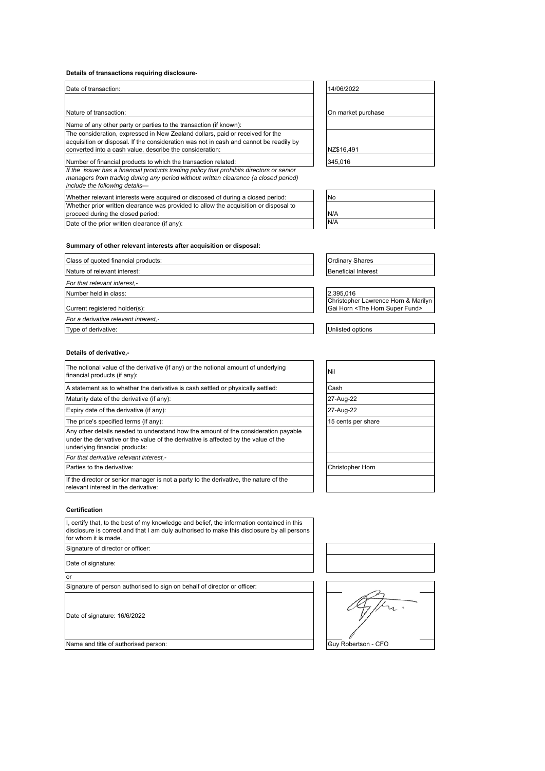**Details of transactions requiring disclosure-**

| | |
|---|---|
| Date of transaction: | 14/06/2022 |
| Nature of transaction: | On market purchase |
| Name of any other party or parties to the transaction (if known): | |
| The consideration, expressed in New Zealand dollars, paid or received for the acquisition or disposal. If the consideration was not in cash and cannot be readily by converted into a cash value, describe the consideration: | NZ$16,491 |
| Number of financial products to which the transaction related: | 345,016 |

*If the issuer has a financial products trading policy that prohibits directors or senior managers from trading during any period without written clearance (a closed period) include the following details—*

| | |
|---|---|
| Whether relevant interests were acquired or disposed of during a closed period: | No |
| Whether prior written clearance was provided to allow the acquisition or disposal to proceed during the closed period: | N/A |
| Date of the prior written clearance (if any): | N/A |

**Summary of other relevant interests after acquisition or disposal:**

| | |
|---|---|
| Class of quoted financial products: | Ordinary Shares |
| Nature of relevant interest: | Beneficial Interest |
| *For that relevant interest,-* | |
| Number held in class: | 2,395,016 |
| Current registered holder(s): | Christopher Lawrence Horn & Marilyn Gai Horn <The Horn Super Fund> |
| *For a derivative relevant interest,-* | |
| Type of derivative: | Unlisted options |

**Details of derivative,-**

| | |
|---|---|
| The notional value of the derivative (if any) or the notional amount of underlying financial products (if any): | Nil |
| A statement as to whether the derivative is cash settled or physically settled: | Cash |
| Maturity date of the derivative (if any): | 27-Aug-22 |
| Expiry date of the derivative (if any): | 27-Aug-22 |
| The price's specified terms (if any): | 15 cents per share |
| Any other details needed to understand how the amount of the consideration payable under the derivative or the value of the derivative is affected by the value of the underlying financial products: | |
| *For that derivative relevant interest,-* | |
| Parties to the derivative: | Christopher Horn |
| If the director or senior manager is not a party to the derivative, the nature of the relevant interest in the derivative: | |

**Certification**

I, certify that, to the best of my knowledge and belief, the information contained in this disclosure is correct and that I am duly authorised to make this disclosure by all persons for whom it is made.

| | |
|---|---|
| Signature of director or officer: | |
| Date of signature: | |

or

| | |
|---|---|
| Signature of person authorised to sign on behalf of director or officer: | |
| Date of signature: 16/6/2022 | |
| Name and title of authorised person: | Guy Robertson - CFO |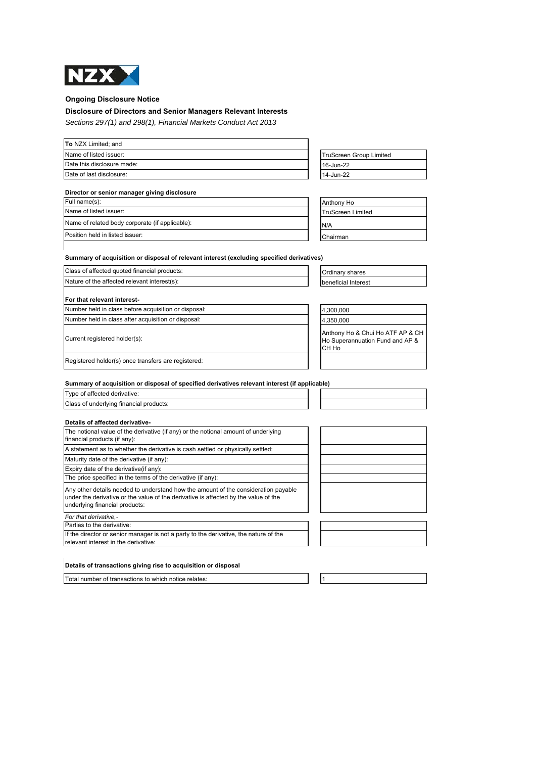NZX

**Ongoing Disclosure Notice**

**Disclosure of Directors and Senior Managers Relevant Interests**

*Sections 297(1) and 298(1), Financial Markets Conduct Act 2013*

| **To** NZX Limited; and | |
|---|---|
| Name of listed issuer: | TruScreen Group Limited |
| Date this disclosure made: | 16-Jun-22 |
| Date of last disclosure: | 14-Jun-22 |

**Director or senior manager giving disclosure**

| | |
|---|---|
| Full name(s): | Anthony Ho |
| Name of listed issuer: | TruScreen Limited |
| Name of related body corporate (if applicable): | N/A |
| Position held in listed issuer: | Chairman |

**Summary of acquisition or disposal of relevant interest (excluding specified derivatives)**

| | |
|---|---|
| Class of affected quoted financial products: | Ordinary shares |
| Nature of the affected relevant interest(s): | beneficial Interest |

**For that relevant interest-**

| | |
|---|---|
| Number held in class before acquisition or disposal: | 4,300,000 |
| Number held in class after acquisition or disposal: | 4,350,000 |
| Current registered holder(s): | Anthony Ho & Chui Ho ATF AP & CH Ho Superannuation Fund and AP & CH Ho |
| Registered holder(s) once transfers are registered: | |

**Summary of acquisition or disposal of specified derivatives relevant interest (if applicable)**

| | |
|---|---|
| Type of affected derivative: | |
| Class of underlying financial products: | |

**Details of affected derivative-**

| | |
|---|---|
| The notional value of the derivative (if any) or the notional amount of underlying financial products (if any): | |
| A statement as to whether the derivative is cash settled or physically settled: | |
| Maturity date of the derivative (if any): | |
| Expiry date of the derivative(if any): | |
| The price specified in the terms of the derivative (if any): | |
| Any other details needed to understand how the amount of the consideration payable under the derivative or the value of the derivative is affected by the value of the underlying financial products: | |

*For that derivative,-*

| | |
|---|---|
| Parties to the derivative: | |
| If the director or senior manager is not a party to the derivative, the nature of the relevant interest in the derivative: | |

**Details of transactions giving rise to acquisition or disposal**

| | |
|---|---|
| Total number of transactions to which notice relates: | 1 |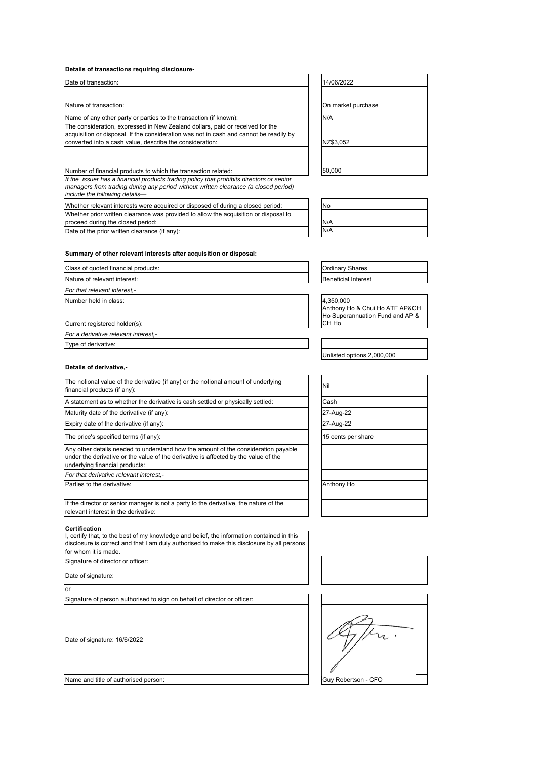**Details of transactions requiring disclosure-**

| | |
|---|---|
| Date of transaction: | 14/06/2022 |
| Nature of transaction: | On market purchase |
| Name of any other party or parties to the transaction (if known): | N/A |
| The consideration, expressed in New Zealand dollars, paid or received for the acquisition or disposal. If the consideration was not in cash and cannot be readily by converted into a cash value, describe the consideration: | NZ$3,052 |
| Number of financial products to which the transaction related: | 50,000 |

*If the issuer has a financial products trading policy that prohibits directors or senior managers from trading during any period without written clearance (a closed period) include the following details—*

| | |
|---|---|
| Whether relevant interests were acquired or disposed of during a closed period: | No |
| Whether prior written clearance was provided to allow the acquisition or disposal to proceed during the closed period: | N/A |
| Date of the prior written clearance (if any): | N/A |

**Summary of other relevant interests after acquisition or disposal:**

| | |
|---|---|
| Class of quoted financial products: | Ordinary Shares |
| Nature of relevant interest: | Beneficial Interest |
| *For that relevant interest,-* | |
| Number held in class: | 4,350,000 |
| Current registered holder(s): | Anthony Ho & Chui Ho ATF AP&CH Ho Superannuation Fund and AP & CH Ho |
| *For a derivative relevant interest,-* | |
| Type of derivative: | Unlisted options 2,000,000 |

**Details of derivative,-**

| | |
|---|---|
| The notional value of the derivative (if any) or the notional amount of underlying financial products (if any): | Nil |
| A statement as to whether the derivative is cash settled or physically settled: | Cash |
| Maturity date of the derivative (if any): | 27-Aug-22 |
| Expiry date of the derivative (if any): | 27-Aug-22 |
| The price's specified terms (if any): | 15 cents per share |
| Any other details needed to understand how the amount of the consideration payable under the derivative or the value of the derivative is affected by the value of the underlying financial products: | |
| *For that derivative relevant interest,-* | |
| Parties to the derivative: | Anthony Ho |
| If the director or senior manager is not a party to the derivative, the nature of the relevant interest in the derivative: | |

**Certification**

I, certify that, to the best of my knowledge and belief, the information contained in this disclosure is correct and that I am duly authorised to make this disclosure by all persons for whom it is made.

| | |
|---|---|
| Signature of director or officer: | |
| Date of signature: | |

or

| | |
|---|---|
| Signature of person authorised to sign on behalf of director or officer: | |
| Date of signature: 16/6/2022 | [Signature] |
| Name and title of authorised person: | Guy Robertson - CFO |